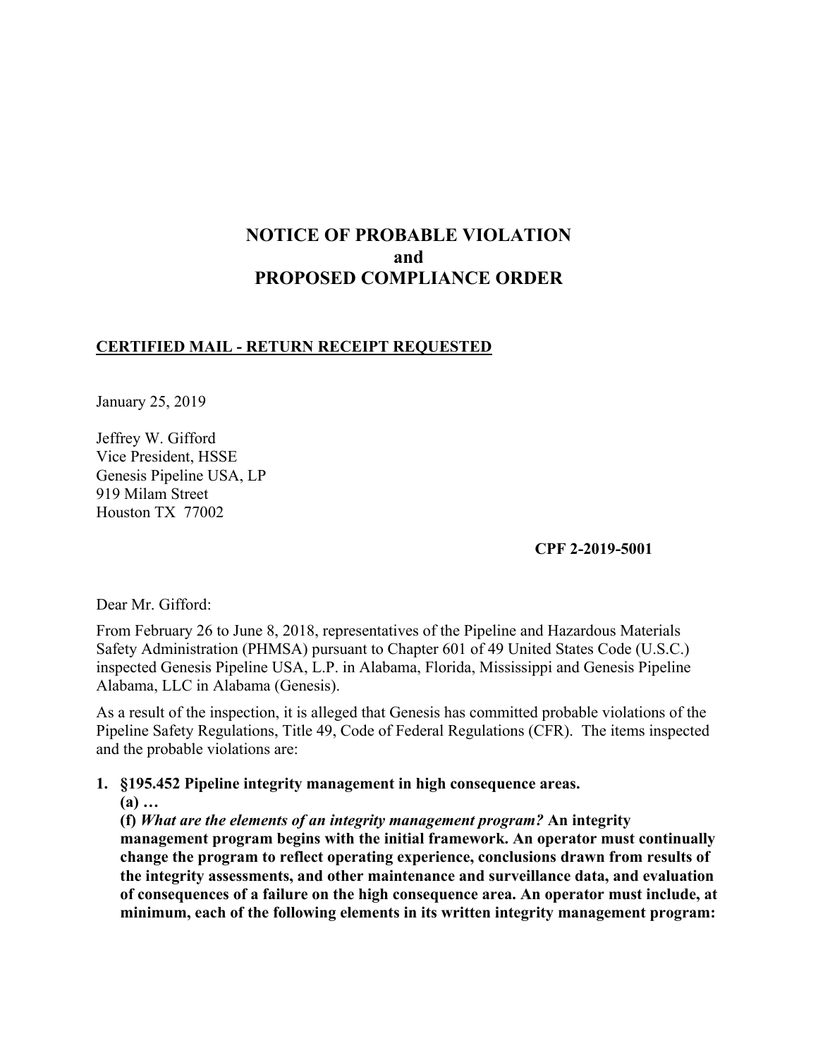# NOTICE OF PROBABLE VIOLATION
# and
# PROPOSED COMPLIANCE ORDER

**CERTIFIED MAIL - RETURN RECEIPT REQUESTED**

January 25, 2019

Jeffrey W. Gifford
Vice President, HSSE
Genesis Pipeline USA, LP
919 Milam Street
Houston TX 77002

**CPF 2-2019-5001**

Dear Mr. Gifford:

From February 26 to June 8, 2018, representatives of the Pipeline and Hazardous Materials Safety Administration (PHMSA) pursuant to Chapter 601 of 49 United States Code (U.S.C.) inspected Genesis Pipeline USA, L.P. in Alabama, Florida, Mississippi and Genesis Pipeline Alabama, LLC in Alabama (Genesis).

As a result of the inspection, it is alleged that Genesis has committed probable violations of the Pipeline Safety Regulations, Title 49, Code of Federal Regulations (CFR). The items inspected and the probable violations are:

1. **§195.452 Pipeline integrity management in high consequence areas.**
   **(a) …**
   **(f)** ***What are the elements of an integrity management program?*** **An integrity management program begins with the initial framework. An operator must continually change the program to reflect operating experience, conclusions drawn from results of the integrity assessments, and other maintenance and surveillance data, and evaluation of consequences of a failure on the high consequence area. An operator must include, at minimum, each of the following elements in its written integrity management program:**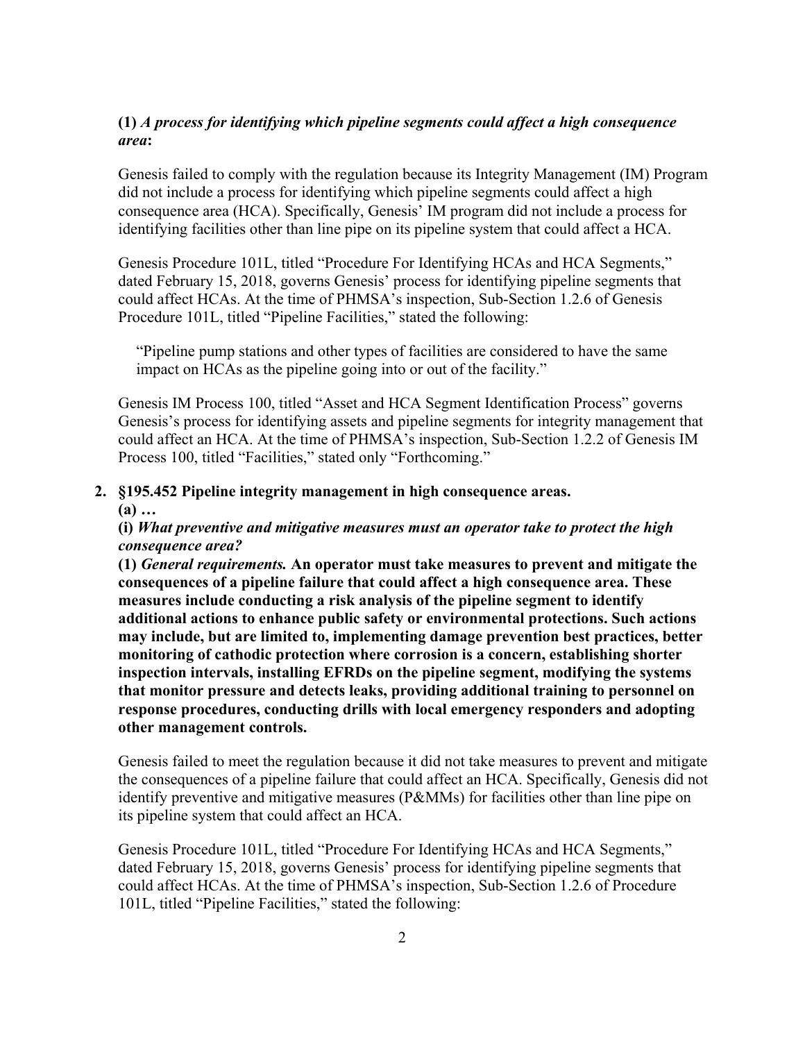**(1)** ***A process for identifying which pipeline segments could affect a high consequence area*****:**

Genesis failed to comply with the regulation because its Integrity Management (IM) Program did not include a process for identifying which pipeline segments could affect a high consequence area (HCA). Specifically, Genesis' IM program did not include a process for identifying facilities other than line pipe on its pipeline system that could affect a HCA.

Genesis Procedure 101L, titled "Procedure For Identifying HCAs and HCA Segments," dated February 15, 2018, governs Genesis' process for identifying pipeline segments that could affect HCAs. At the time of PHMSA's inspection, Sub-Section 1.2.6 of Genesis Procedure 101L, titled "Pipeline Facilities," stated the following:

> "Pipeline pump stations and other types of facilities are considered to have the same impact on HCAs as the pipeline going into or out of the facility."

Genesis IM Process 100, titled "Asset and HCA Segment Identification Process" governs Genesis's process for identifying assets and pipeline segments for integrity management that could affect an HCA. At the time of PHMSA's inspection, Sub-Section 1.2.2 of Genesis IM Process 100, titled "Facilities," stated only "Forthcoming."

**2. §195.452 Pipeline integrity management in high consequence areas.**

**(a) …**

**(i)** ***What preventive and mitigative measures must an operator take to protect the high consequence area?***

**(1)** ***General requirements.*** **An operator must take measures to prevent and mitigate the consequences of a pipeline failure that could affect a high consequence area. These measures include conducting a risk analysis of the pipeline segment to identify additional actions to enhance public safety or environmental protections. Such actions may include, but are limited to, implementing damage prevention best practices, better monitoring of cathodic protection where corrosion is a concern, establishing shorter inspection intervals, installing EFRDs on the pipeline segment, modifying the systems that monitor pressure and detects leaks, providing additional training to personnel on response procedures, conducting drills with local emergency responders and adopting other management controls.**

Genesis failed to meet the regulation because it did not take measures to prevent and mitigate the consequences of a pipeline failure that could affect an HCA. Specifically, Genesis did not identify preventive and mitigative measures (P&MMs) for facilities other than line pipe on its pipeline system that could affect an HCA.

Genesis Procedure 101L, titled "Procedure For Identifying HCAs and HCA Segments," dated February 15, 2018, governs Genesis' process for identifying pipeline segments that could affect HCAs. At the time of PHMSA's inspection, Sub-Section 1.2.6 of Procedure 101L, titled "Pipeline Facilities," stated the following: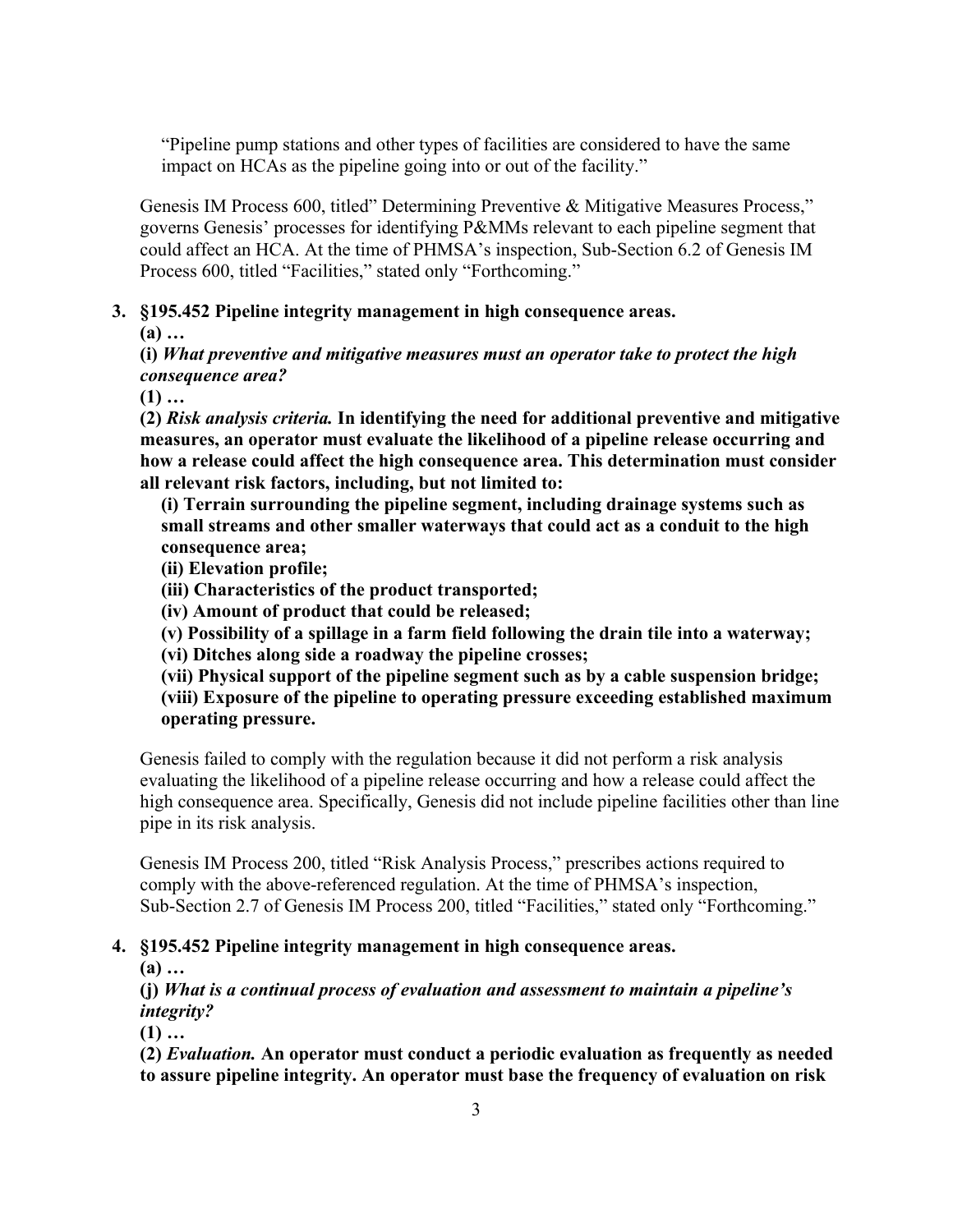"Pipeline pump stations and other types of facilities are considered to have the same impact on HCAs as the pipeline going into or out of the facility."

Genesis IM Process 600, titled" Determining Preventive & Mitigative Measures Process," governs Genesis' processes for identifying P&MMs relevant to each pipeline segment that could affect an HCA. At the time of PHMSA's inspection, Sub-Section 6.2 of Genesis IM Process 600, titled "Facilities," stated only "Forthcoming."

**3. §195.452 Pipeline integrity management in high consequence areas.**

**(a) …**

**(i)** ***What preventive and mitigative measures must an operator take to protect the high consequence area?***

**(1) …**

**(2)** ***Risk analysis criteria.*** **In identifying the need for additional preventive and mitigative measures, an operator must evaluate the likelihood of a pipeline release occurring and how a release could affect the high consequence area. This determination must consider all relevant risk factors, including, but not limited to:**

**(i) Terrain surrounding the pipeline segment, including drainage systems such as small streams and other smaller waterways that could act as a conduit to the high consequence area;**

**(ii) Elevation profile;**

**(iii) Characteristics of the product transported;**

**(iv) Amount of product that could be released;**

**(v) Possibility of a spillage in a farm field following the drain tile into a waterway;**

**(vi) Ditches along side a roadway the pipeline crosses;**

**(vii) Physical support of the pipeline segment such as by a cable suspension bridge;**

**(viii) Exposure of the pipeline to operating pressure exceeding established maximum operating pressure.**

Genesis failed to comply with the regulation because it did not perform a risk analysis evaluating the likelihood of a pipeline release occurring and how a release could affect the high consequence area. Specifically, Genesis did not include pipeline facilities other than line pipe in its risk analysis.

Genesis IM Process 200, titled "Risk Analysis Process," prescribes actions required to comply with the above-referenced regulation. At the time of PHMSA's inspection, Sub-Section 2.7 of Genesis IM Process 200, titled "Facilities," stated only "Forthcoming."

**4. §195.452 Pipeline integrity management in high consequence areas.**

**(a) …**

**(j)** ***What is a continual process of evaluation and assessment to maintain a pipeline's integrity?***

**(1) …**

**(2)** ***Evaluation.*** **An operator must conduct a periodic evaluation as frequently as needed to assure pipeline integrity. An operator must base the frequency of evaluation on risk**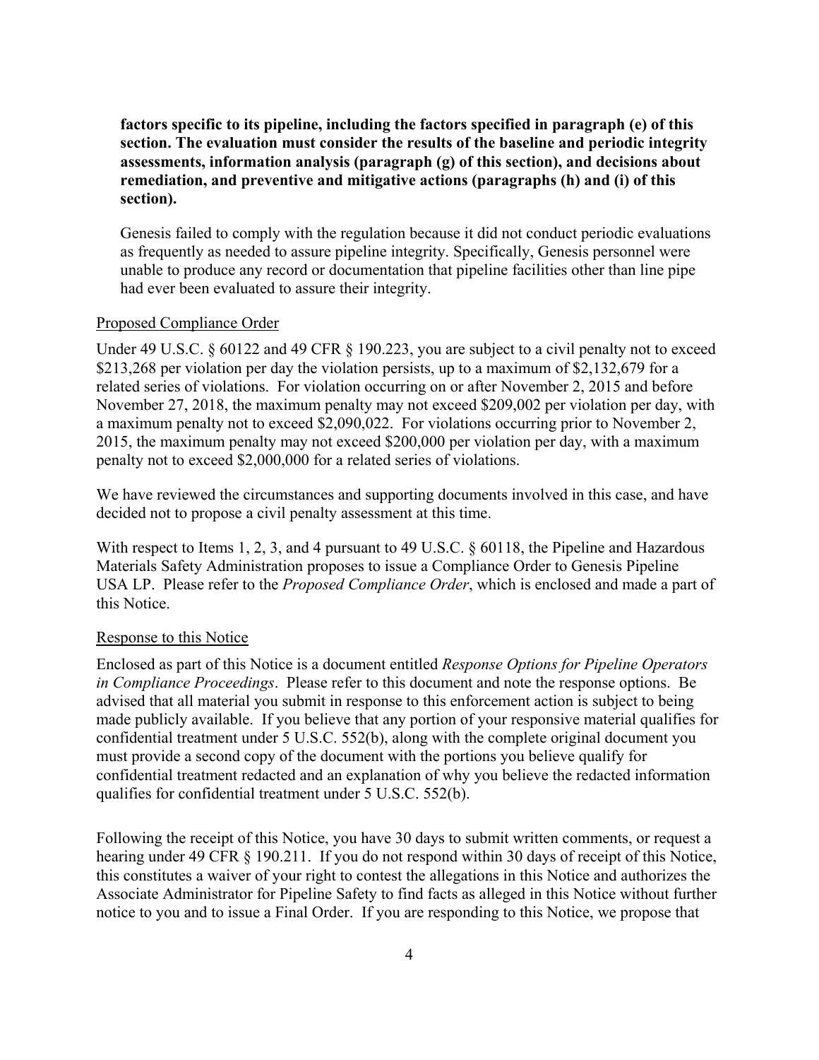**factors specific to its pipeline, including the factors specified in paragraph (e) of this section. The evaluation must consider the results of the baseline and periodic integrity assessments, information analysis (paragraph (g) of this section), and decisions about remediation, and preventive and mitigative actions (paragraphs (h) and (i) of this section).**

Genesis failed to comply with the regulation because it did not conduct periodic evaluations as frequently as needed to assure pipeline integrity. Specifically, Genesis personnel were unable to produce any record or documentation that pipeline facilities other than line pipe had ever been evaluated to assure their integrity.

Proposed Compliance Order

Under 49 U.S.C. § 60122 and 49 CFR § 190.223, you are subject to a civil penalty not to exceed $213,268 per violation per day the violation persists, up to a maximum of $2,132,679 for a related series of violations. For violation occurring on or after November 2, 2015 and before November 27, 2018, the maximum penalty may not exceed $209,002 per violation per day, with a maximum penalty not to exceed $2,090,022. For violations occurring prior to November 2, 2015, the maximum penalty may not exceed $200,000 per violation per day, with a maximum penalty not to exceed $2,000,000 for a related series of violations.

We have reviewed the circumstances and supporting documents involved in this case, and have decided not to propose a civil penalty assessment at this time.

With respect to Items 1, 2, 3, and 4 pursuant to 49 U.S.C. § 60118, the Pipeline and Hazardous Materials Safety Administration proposes to issue a Compliance Order to Genesis Pipeline USA LP. Please refer to the *Proposed Compliance Order*, which is enclosed and made a part of this Notice.

Response to this Notice

Enclosed as part of this Notice is a document entitled *Response Options for Pipeline Operators in Compliance Proceedings*. Please refer to this document and note the response options. Be advised that all material you submit in response to this enforcement action is subject to being made publicly available. If you believe that any portion of your responsive material qualifies for confidential treatment under 5 U.S.C. 552(b), along with the complete original document you must provide a second copy of the document with the portions you believe qualify for confidential treatment redacted and an explanation of why you believe the redacted information qualifies for confidential treatment under 5 U.S.C. 552(b).

Following the receipt of this Notice, you have 30 days to submit written comments, or request a hearing under 49 CFR § 190.211. If you do not respond within 30 days of receipt of this Notice, this constitutes a waiver of your right to contest the allegations in this Notice and authorizes the Associate Administrator for Pipeline Safety to find facts as alleged in this Notice without further notice to you and to issue a Final Order. If you are responding to this Notice, we propose that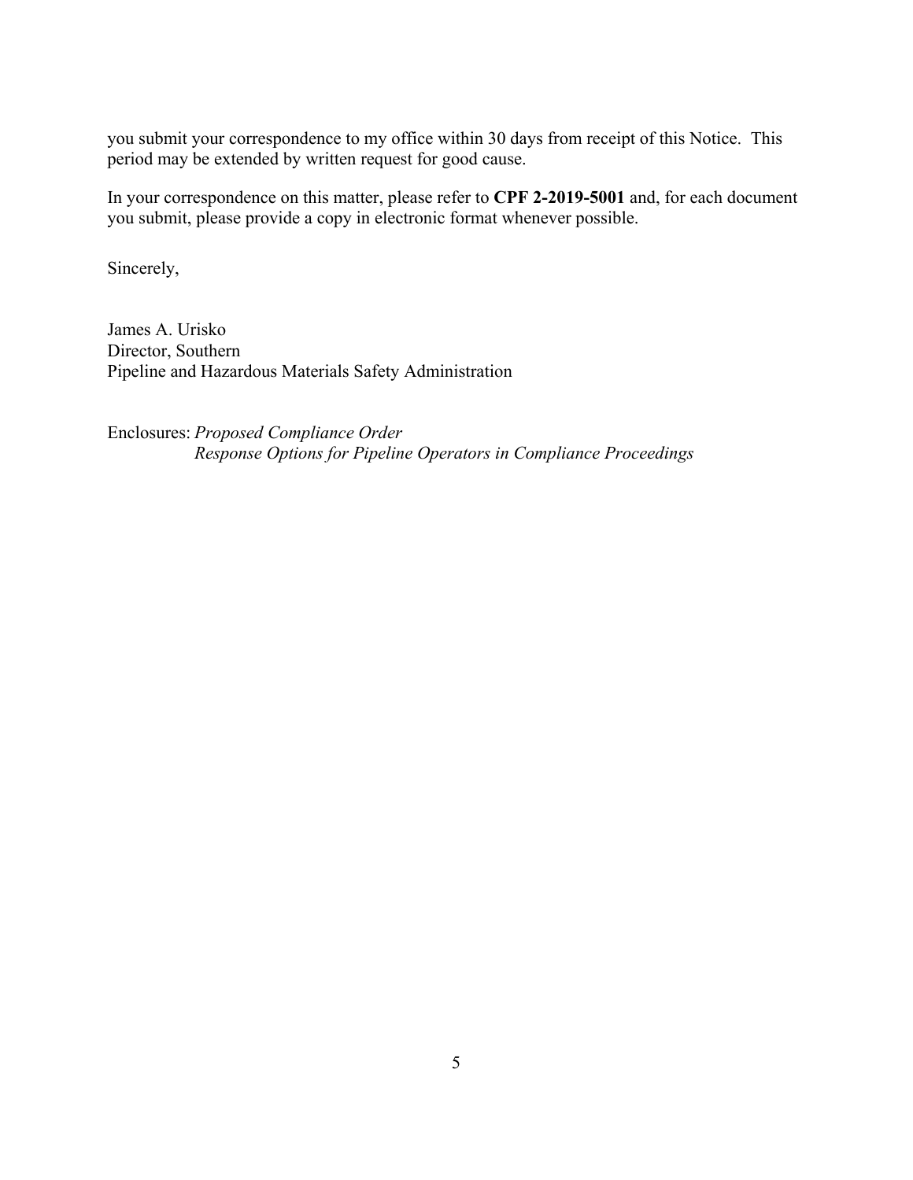you submit your correspondence to my office within 30 days from receipt of this Notice. This period may be extended by written request for good cause.

In your correspondence on this matter, please refer to **CPF 2-2019-5001** and, for each document you submit, please provide a copy in electronic format whenever possible.

Sincerely,

James A. Urisko
Director, Southern
Pipeline and Hazardous Materials Safety Administration

Enclosures: *Proposed Compliance Order*
*Response Options for Pipeline Operators in Compliance Proceedings*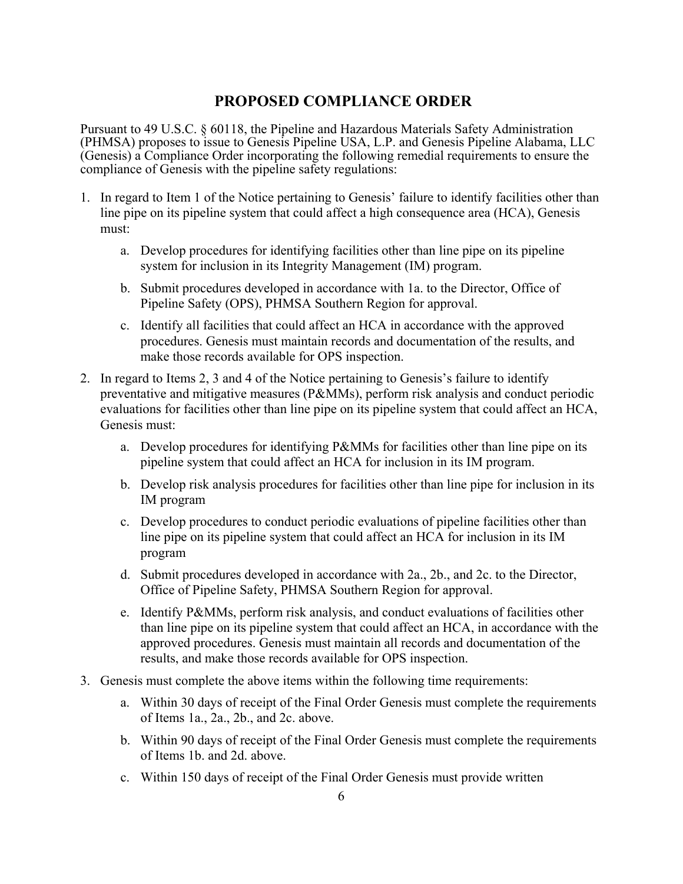## PROPOSED COMPLIANCE ORDER

Pursuant to 49 U.S.C. § 60118, the Pipeline and Hazardous Materials Safety Administration (PHMSA) proposes to issue to Genesis Pipeline USA, L.P. and Genesis Pipeline Alabama, LLC (Genesis) a Compliance Order incorporating the following remedial requirements to ensure the compliance of Genesis with the pipeline safety regulations:

1. In regard to Item 1 of the Notice pertaining to Genesis' failure to identify facilities other than line pipe on its pipeline system that could affect a high consequence area (HCA), Genesis must:
   a. Develop procedures for identifying facilities other than line pipe on its pipeline system for inclusion in its Integrity Management (IM) program.
   b. Submit procedures developed in accordance with 1a. to the Director, Office of Pipeline Safety (OPS), PHMSA Southern Region for approval.
   c. Identify all facilities that could affect an HCA in accordance with the approved procedures. Genesis must maintain records and documentation of the results, and make those records available for OPS inspection.
2. In regard to Items 2, 3 and 4 of the Notice pertaining to Genesis's failure to identify preventative and mitigative measures (P&MMs), perform risk analysis and conduct periodic evaluations for facilities other than line pipe on its pipeline system that could affect an HCA, Genesis must:
   a. Develop procedures for identifying P&MMs for facilities other than line pipe on its pipeline system that could affect an HCA for inclusion in its IM program.
   b. Develop risk analysis procedures for facilities other than line pipe for inclusion in its IM program
   c. Develop procedures to conduct periodic evaluations of pipeline facilities other than line pipe on its pipeline system that could affect an HCA for inclusion in its IM program
   d. Submit procedures developed in accordance with 2a., 2b., and 2c. to the Director, Office of Pipeline Safety, PHMSA Southern Region for approval.
   e. Identify P&MMs, perform risk analysis, and conduct evaluations of facilities other than line pipe on its pipeline system that could affect an HCA, in accordance with the approved procedures. Genesis must maintain all records and documentation of the results, and make those records available for OPS inspection.
3. Genesis must complete the above items within the following time requirements:
   a. Within 30 days of receipt of the Final Order Genesis must complete the requirements of Items 1a., 2a., 2b., and 2c. above.
   b. Within 90 days of receipt of the Final Order Genesis must complete the requirements of Items 1b. and 2d. above.
   c. Within 150 days of receipt of the Final Order Genesis must provide written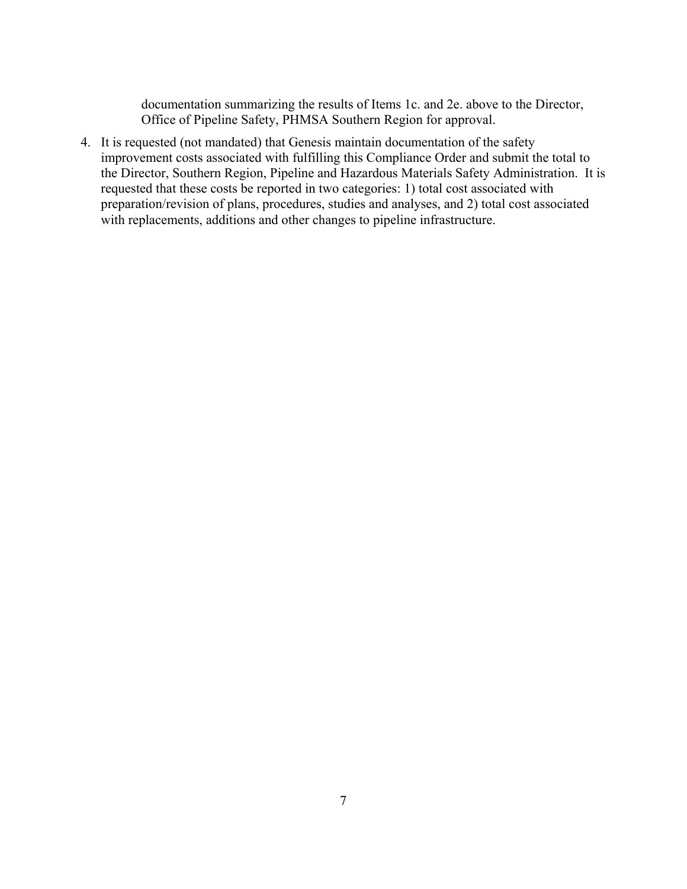documentation summarizing the results of Items 1c. and 2e. above to the Director, Office of Pipeline Safety, PHMSA Southern Region for approval.

4. It is requested (not mandated) that Genesis maintain documentation of the safety improvement costs associated with fulfilling this Compliance Order and submit the total to the Director, Southern Region, Pipeline and Hazardous Materials Safety Administration. It is requested that these costs be reported in two categories: 1) total cost associated with preparation/revision of plans, procedures, studies and analyses, and 2) total cost associated with replacements, additions and other changes to pipeline infrastructure.